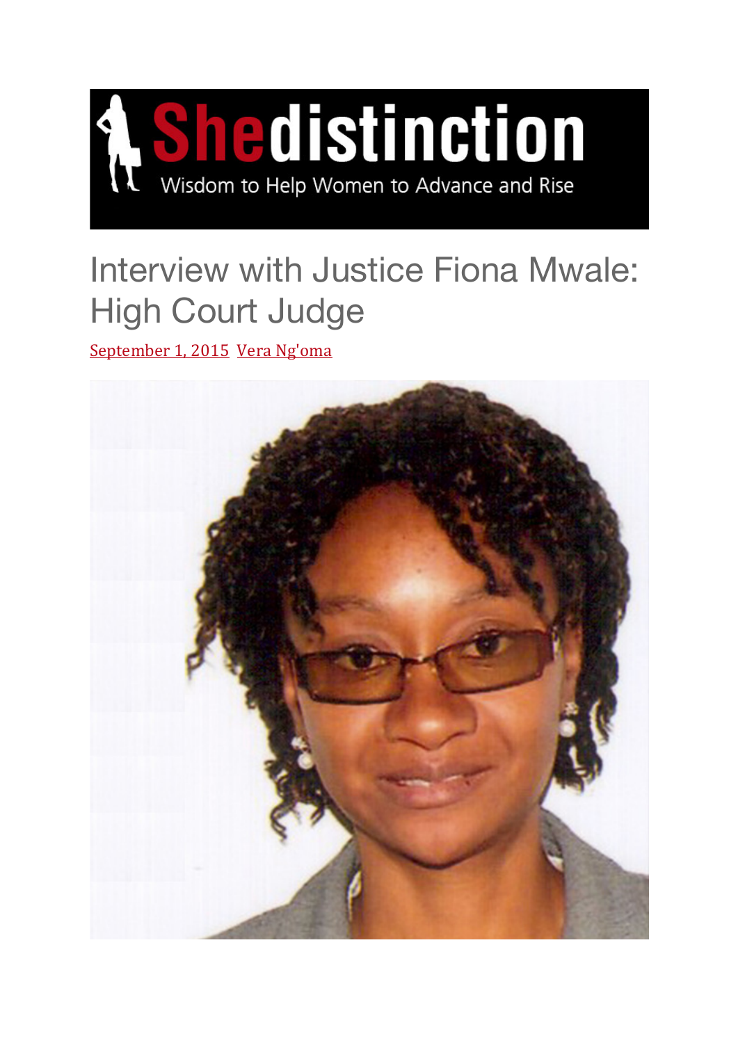Shedistinction

Wisdom to Help Women to Advance and Rise

# Interview with Justice Fiona Mwale: High Court Judge

September 1, 2015 Vera Ng'oma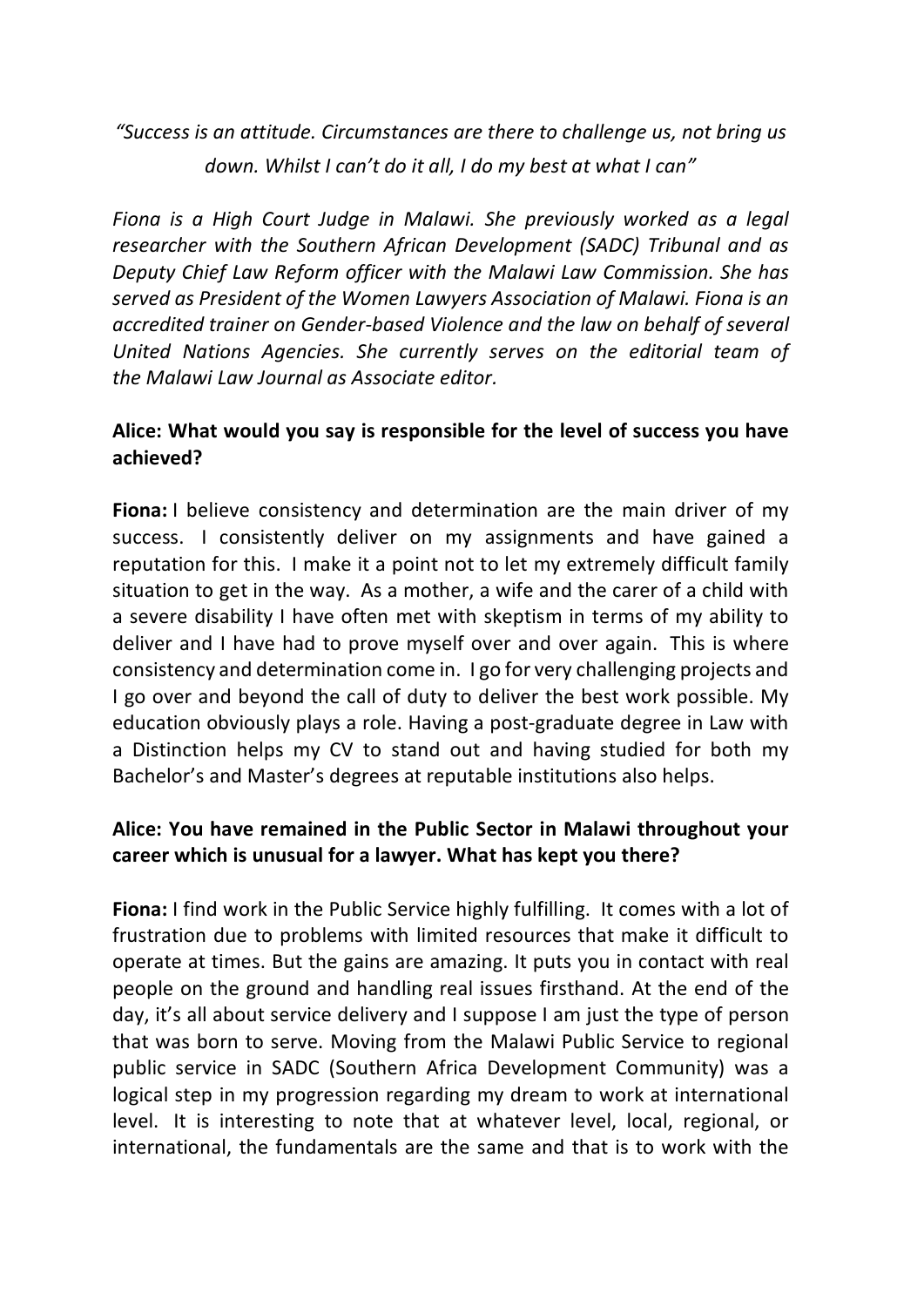*"Success is an attitude. Circumstances are there to challenge us, not bring us down. Whilst I can't do it all, I do my best at what I can"*

*Fiona is a High Court Judge in Malawi. She previously worked as a legal researcher with the Southern African Development (SADC) Tribunal and as Deputy Chief Law Reform officer with the Malawi Law Commission. She has served as President of the Women Lawyers Association of Malawi. Fiona is an accredited trainer on Gender-based Violence and the law on behalf of several United Nations Agencies. She currently serves on the editorial team of the Malawi Law Journal as Associate editor.*

**Alice: What would you say is responsible for the level of success you have achieved?**

**Fiona:** I believe consistency and determination are the main driver of my success. I consistently deliver on my assignments and have gained a reputation for this. I make it a point not to let my extremely difficult family situation to get in the way. As a mother, a wife and the carer of a child with a severe disability I have often met with skeptism in terms of my ability to deliver and I have had to prove myself over and over again. This is where consistency and determination come in. I go for very challenging projects and I go over and beyond the call of duty to deliver the best work possible. My education obviously plays a role. Having a post-graduate degree in Law with a Distinction helps my CV to stand out and having studied for both my Bachelor's and Master's degrees at reputable institutions also helps.

**Alice: You have remained in the Public Sector in Malawi throughout your career which is unusual for a lawyer. What has kept you there?**

**Fiona:** I find work in the Public Service highly fulfilling. It comes with a lot of frustration due to problems with limited resources that make it difficult to operate at times. But the gains are amazing. It puts you in contact with real people on the ground and handling real issues firsthand. At the end of the day, it's all about service delivery and I suppose I am just the type of person that was born to serve. Moving from the Malawi Public Service to regional public service in SADC (Southern Africa Development Community) was a logical step in my progression regarding my dream to work at international level. It is interesting to note that at whatever level, local, regional, or international, the fundamentals are the same and that is to work with the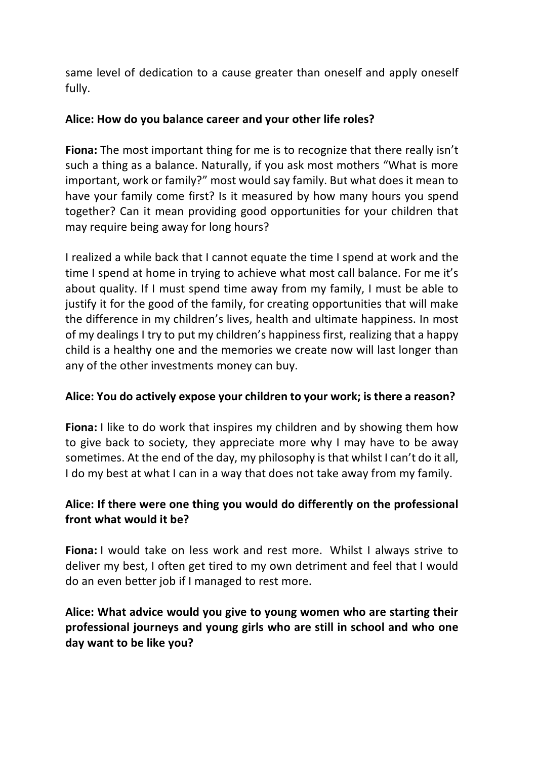same level of dedication to a cause greater than oneself and apply oneself fully.

**Alice: How do you balance career and your other life roles?**

**Fiona:** The most important thing for me is to recognize that there really isn't such a thing as a balance. Naturally, if you ask most mothers "What is more important, work or family?" most would say family. But what does it mean to have your family come first? Is it measured by how many hours you spend together? Can it mean providing good opportunities for your children that may require being away for long hours?

I realized a while back that I cannot equate the time I spend at work and the time I spend at home in trying to achieve what most call balance. For me it's about quality. If I must spend time away from my family, I must be able to justify it for the good of the family, for creating opportunities that will make the difference in my children's lives, health and ultimate happiness. In most of my dealings I try to put my children's happiness first, realizing that a happy child is a healthy one and the memories we create now will last longer than any of the other investments money can buy.

**Alice: You do actively expose your children to your work; is there a reason?**

**Fiona:** I like to do work that inspires my children and by showing them how to give back to society, they appreciate more why I may have to be away sometimes. At the end of the day, my philosophy is that whilst I can't do it all, I do my best at what I can in a way that does not take away from my family.

**Alice: If there were one thing you would do differently on the professional front what would it be?**

**Fiona:** I would take on less work and rest more. Whilst I always strive to deliver my best, I often get tired to my own detriment and feel that I would do an even better job if I managed to rest more.

**Alice: What advice would you give to young women who are starting their professional journeys and young girls who are still in school and who one day want to be like you?**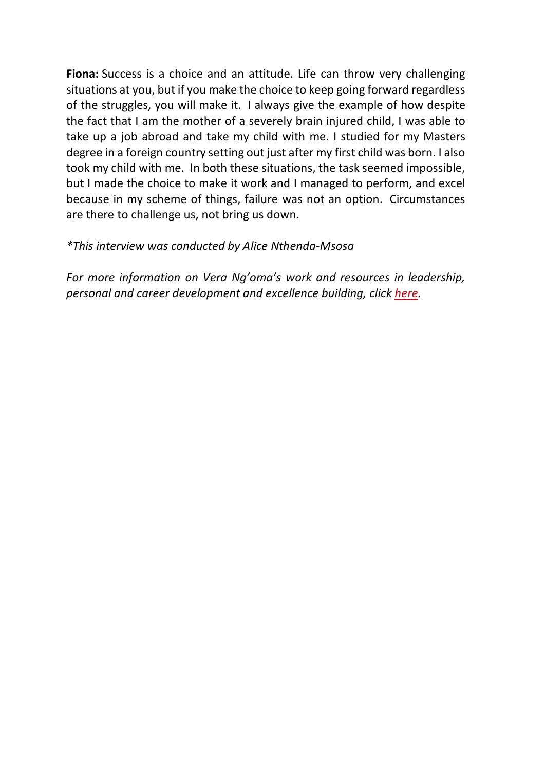**Fiona:** Success is a choice and an attitude. Life can throw very challenging situations at you, but if you make the choice to keep going forward regardless of the struggles, you will make it. I always give the example of how despite the fact that I am the mother of a severely brain injured child, I was able to take up a job abroad and take my child with me. I studied for my Masters degree in a foreign country setting out just after my first child was born. I also took my child with me. In both these situations, the task seemed impossible, but I made the choice to make it work and I managed to perform, and excel because in my scheme of things, failure was not an option. Circumstances are there to challenge us, not bring us down.

*\*This interview was conducted by Alice Nthenda-Msosa*

*For more information on Vera Ng'oma's work and resources in leadership, personal and career development and excellence building, click here.*